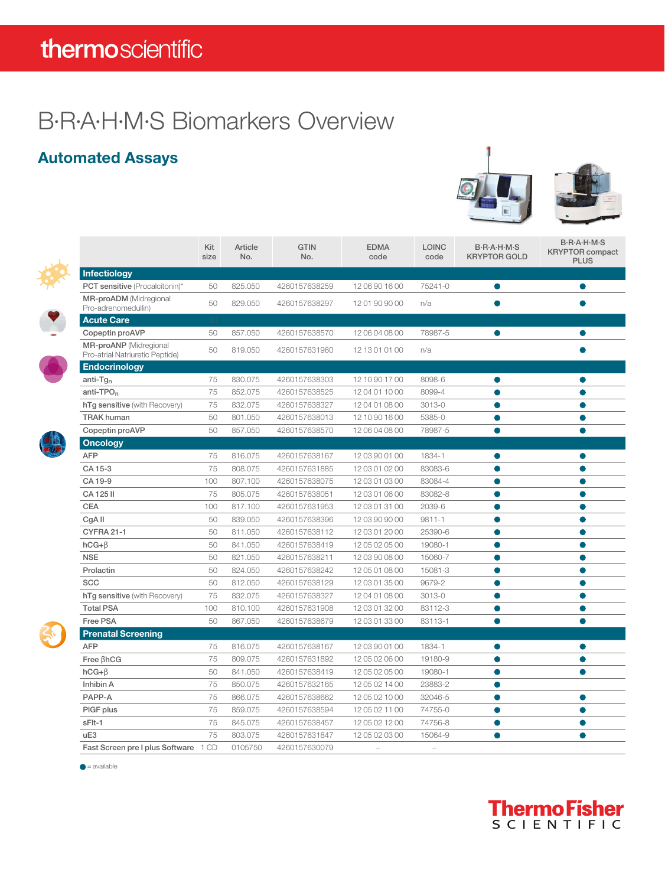thermoscientific

# B·R·A·H·M·S Biomarkers Overview

## Automated Assays

| | Kit size | Article No. | GTIN No. | EDMA code | LOINC code | B·R·A·H·M·S KRYPTOR GOLD | B·R·A·H·M·S KRYPTOR compact PLUS |
|---|---|---|---|---|---|---|---|
| **Infectiology** | | | | | | | |
| **PCT sensitive** (Procalcitonin)* | 50 | 825.050 | 4260157638259 | 12 06 90 16 00 | 75241-0 | ● | ● |
| **MR-proADM** (Midregional Pro-adrenomedullin) | 50 | 829.050 | 4260157638297 | 12 01 90 90 00 | n/a | ● | ● |
| **Acute Care** | | | | | | | |
| **Copeptin proAVP** | 50 | 857.050 | 4260157638570 | 12 06 04 08 00 | 78987-5 | ● | ● |
| **MR-proANP** (Midregional Pro-atrial Natriuretic Peptide) | 50 | 819.050 | 4260157631960 | 12 13 01 01 00 | n/a | | ● |
| **Endocrinology** | | | | | | | |
| **anti-Tg$_n$** | 75 | 830.075 | 4260157638303 | 12 10 90 17 00 | 8098-6 | ● | ● |
| **anti-TPO$_n$** | 75 | 852.075 | 4260157638525 | 12 04 01 10 00 | 8099-4 | ● | ● |
| **hTg sensitive** (with Recovery) | 75 | 832.075 | 4260157638327 | 12 04 01 08 00 | 3013-0 | ● | ● |
| **TRAK human** | 50 | 801.050 | 4260157638013 | 12 10 90 16 00 | 5385-0 | ● | ● |
| **Copeptin proAVP** | 50 | 857.050 | 4260157638570 | 12 06 04 08 00 | 78987-5 | ● | ● |
| **Oncology** | | | | | | | |
| **AFP** | 75 | 816.075 | 4260157638167 | 12 03 90 01 00 | 1834-1 | ● | ● |
| **CA 15-3** | 75 | 808.075 | 4260157631885 | 12 03 01 02 00 | 83083-6 | ● | ● |
| **CA 19-9** | 100 | 807.100 | 4260157638075 | 12 03 01 03 00 | 83084-4 | ● | ● |
| **CA 125 II** | 75 | 805.075 | 4260157638051 | 12 03 01 06 00 | 83082-8 | ● | ● |
| **CEA** | 100 | 817.100 | 4260157631953 | 12 03 01 31 00 | 2039-6 | ● | ● |
| **CgA II** | 50 | 839.050 | 4260157638396 | 12 03 90 90 00 | 9811-1 | ● | ● |
| **CYFRA 21-1** | 50 | 811.050 | 4260157638112 | 12 03 01 20 00 | 25390-6 | ● | ● |
| **hCG+β** | 50 | 841.050 | 4260157638419 | 12 05 02 05 00 | 19080-1 | ● | ● |
| **NSE** | 50 | 821.050 | 4260157638211 | 12 03 90 08 00 | 15060-7 | ● | ● |
| **Prolactin** | 50 | 824.050 | 4260157638242 | 12 05 01 08 00 | 15081-3 | ● | ● |
| **SCC** | 50 | 812.050 | 4260157638129 | 12 03 01 35 00 | 9679-2 | ● | ● |
| **hTg sensitive** (with Recovery) | 75 | 832.075 | 4260157638327 | 12 04 01 08 00 | 3013-0 | ● | ● |
| **Total PSA** | 100 | 810.100 | 4260157631908 | 12 03 01 32 00 | 83112-3 | ● | ● |
| **Free PSA** | 50 | 867.050 | 4260157638679 | 12 03 01 33 00 | 83113-1 | ● | ● |
| **Prenatal Screening** | | | | | | | |
| **AFP** | 75 | 816.075 | 4260157638167 | 12 03 90 01 00 | 1834-1 | ● | ● |
| **Free βhCG** | 75 | 809.075 | 4260157631892 | 12 05 02 06 00 | 19180-9 | ● | ● |
| **hCG+β** | 50 | 841.050 | 4260157638419 | 12 05 02 05 00 | 19080-1 | ● | ● |
| **Inhibin A** | 75 | 850.075 | 4260157632165 | 12 05 02 14 00 | 23883-2 | ● | |
| **PAPP-A** | 75 | 866.075 | 4260157638662 | 12 05 02 10 00 | 32046-5 | ● | ● |
| **PlGF plus** | 75 | 859.075 | 4260157638594 | 12 05 02 11 00 | 74755-0 | ● | ● |
| **sFlt-1** | 75 | 845.075 | 4260157638457 | 12 05 02 12 00 | 74756-8 | ● | ● |
| **uE3** | 75 | 803.075 | 4260157631847 | 12 05 02 03 00 | 15064-9 | ● | ● |
| **Fast Screen pre I plus Software** | 1 CD | 0105750 | 4260157630079 | – | – | | |

● = available

ThermoFisher SCIENTIFIC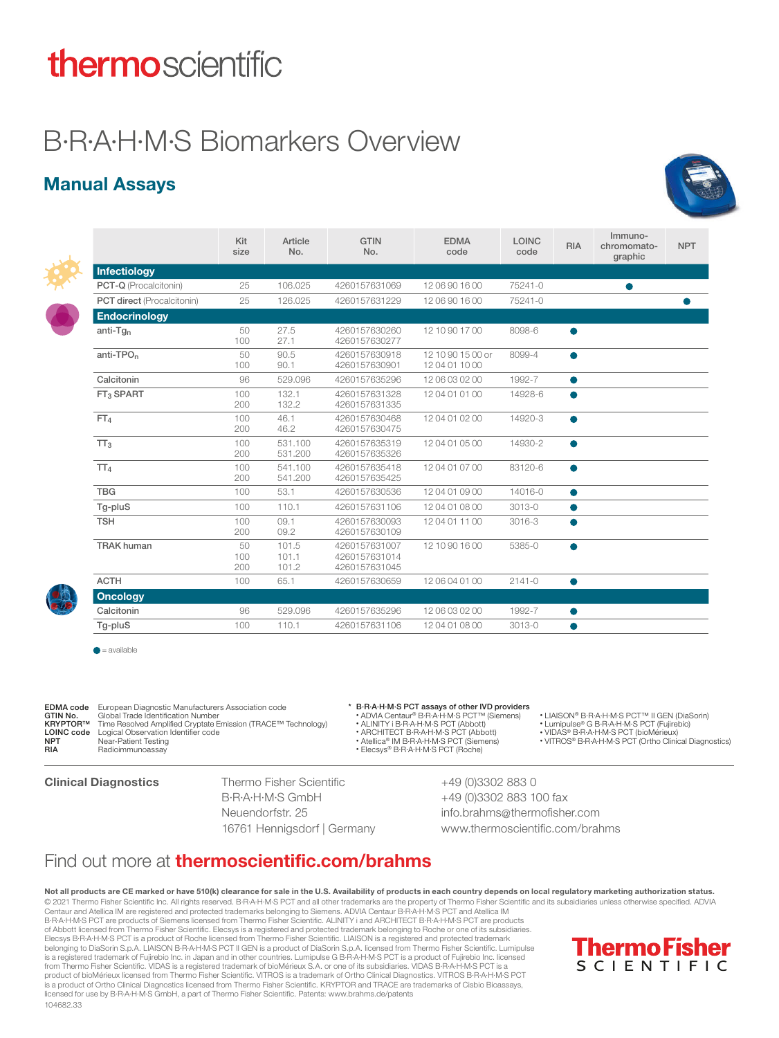thermo scientific

# B·R·A·H·M·S Biomarkers Overview

## Manual Assays

| | Kit size | Article No. | GTIN No. | EDMA code | LOINC code | RIA | Immuno-chromatographic | NPT |
|---|---|---|---|---|---|---|---|---|
| **Infectiology** | | | | | | | | |
| **PCT-Q** (Procalcitonin) | 25 | 106.025 | 4260157631069 | 12 06 90 16 00 | 75241-0 | | ● | |
| **PCT direct** (Procalcitonin) | 25 | 126.025 | 4260157631229 | 12 06 90 16 00 | 75241-0 | | | ● |
| **Endocrinology** | | | | | | | | |
| anti-$Tg_n$ | 50<br>100 | 27.5<br>27.1 | 4260157630260<br>4260157630277 | 12 10 90 17 00 | 8098-6 | ● | | |
| anti-$TPO_n$ | 50<br>100 | 90.5<br>90.1 | 4260157630918<br>4260157630901 | 12 10 90 15 00 or<br>12 04 01 10 00 | 8099-4 | ● | | |
| Calcitonin | 96 | 529.096 | 4260157635296 | 12 06 03 02 00 | 1992-7 | ● | | |
| $FT_3$ SPART | 100<br>200 | 132.1<br>132.2 | 4260157631328<br>4260157631335 | 12 04 01 01 00 | 14928-6 | ● | | |
| $FT_4$ | 100<br>200 | 46.1<br>46.2 | 4260157630468<br>4260157630475 | 12 04 01 02 00 | 14920-3 | ● | | |
| $TT_3$ | 100<br>200 | 531.100<br>531.200 | 4260157635319<br>4260157635326 | 12 04 01 05 00 | 14930-2 | ● | | |
| $TT_4$ | 100<br>200 | 541.100<br>541.200 | 4260157635418<br>4260157635425 | 12 04 01 07 00 | 83120-6 | ● | | |
| TBG | 100 | 53.1 | 4260157630536 | 12 04 01 09 00 | 14016-0 | ● | | |
| Tg-pluS | 100 | 110.1 | 4260157631106 | 12 04 01 08 00 | 3013-0 | ● | | |
| TSH | 100<br>200 | 09.1<br>09.2 | 4260157630093<br>4260157630109 | 12 04 01 11 00 | 3016-3 | ● | | |
| TRAK human | 50<br>100<br>200 | 101.5<br>101.1<br>101.2 | 4260157631007<br>4260157631014<br>4260157631045 | 12 10 90 16 00 | 5385-0 | ● | | |
| ACTH | 100 | 65.1 | 4260157630659 | 12 06 04 01 00 | 2141-0 | ● | | |
| **Oncology** | | | | | | | | |
| Calcitonin | 96 | 529.096 | 4260157635296 | 12 06 03 02 00 | 1992-7 | ● | | |
| Tg-pluS | 100 | 110.1 | 4260157631106 | 12 04 01 08 00 | 3013-0 | ● | | |

● = available

**EDMA code** European Diagnostic Manufacturers Association code
**GTIN No.** Global Trade Identification Number
**KRYPTOR™** Time Resolved Amplified Cryptate Emission (TRACE™ Technology)
**LOINC code** Logical Observation Identifier code
**NPT** Near-Patient Testing
**RIA** Radioimmunoassay

\* **B·R·A·H·M·S PCT assays of other IVD providers**
- ADVIA Centaur® B·R·A·H·M·S PCT™ (Siemens)
- ALINITY i B·R·A·H·M·S PCT (Abbott)
- ARCHITECT B·R·A·H·M·S PCT (Abbott)
- Atellica® IM B·R·A·H·M·S PCT (Siemens)
- Elecsys® B·R·A·H·M·S PCT (Roche)
- LIAISON® B·R·A·H·M·S PCT™ II GEN (DiaSorin)
- Lumipulse® G B·R·A·H·M·S PCT (Fujirebio)
- VIDAS® B·R·A·H·M·S PCT (bioMérieux)
- VITROS® B·R·A·H·M·S PCT (Ortho Clinical Diagnostics)

**Clinical Diagnostics**

Thermo Fisher Scientific
B·R·A·H·M·S GmbH
Neuendorfstr. 25
16761 Hennigsdorf | Germany

+49 (0)3302 883 0
+49 (0)3302 883 100 fax
info.brahms@thermofisher.com
www.thermoscientific.com/brahms

Find out more at **thermoscientific.com/brahms**

**Not all products are CE marked or have 510(k) clearance for sale in the U.S. Availability of products in each country depends on local regulatory marketing authorization status.**
© 2021 Thermo Fisher Scientific Inc. All rights reserved. B·R·A·H·M·S PCT and all other trademarks are the property of Thermo Fisher Scientific and its subsidiaries unless otherwise specified. ADVIA Centaur and Atellica IM are registered and protected trademarks belonging to Siemens. ADVIA Centaur B·R·A·H·M·S PCT and Atellica IM B·R·A·H·M·S PCT are products of Siemens licensed from Thermo Fisher Scientific. ALINITY i and ARCHITECT B·R·A·H·M·S PCT are products of Abbott licensed from Thermo Fisher Scientific. Elecsys is a registered and protected trademark belonging to Roche or one of its subsidiaries. Elecsys B·R·A·H·M·S PCT is a product of Roche licensed from Thermo Fisher Scientific. LIAISON is a registered and protected trademark belonging to DiaSorin S.p.A. LIAISON B·R·A·H·M·S PCT II GEN is a product of DiaSorin S.p.A. licensed from Thermo Fisher Scientific. Lumipulse is a registered trademark of Fujirebio Inc. in Japan and in other countries. Lumipulse G B·R·A·H·M·S PCT is a product of Fujirebio Inc. licensed from Thermo Fisher Scientific. VIDAS is a registered trademark of bioMérieux S.A. or one of its subsidiaries. VIDAS B·R·A·H·M·S PCT is a product of bioMérieux licensed from Thermo Fisher Scientific. VITROS is a trademark of Ortho Clinical Diagnostics. VITROS B·R·A·H·M·S PCT is a product of Ortho Clinical Diagnostics licensed from Thermo Fisher Scientific. KRYPTOR and TRACE are trademarks of Cisbio Bioassays, licensed for use by B·R·A·H·M·S GmbH, a part of Thermo Fisher Scientific. Patents: www.brahms.de/patents
104682.33

ThermoFisher SCIENTIFIC